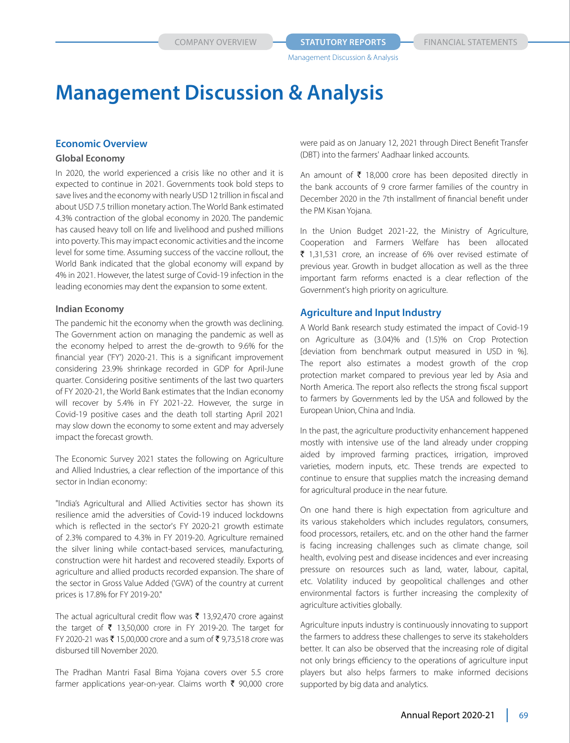# Management Discussion & Analysis

## Economic Overview

### Global Economy

In 2020, the world experienced a crisis like no other and it is expected to continue in 2021. Governments took bold steps to save lives and the economy with nearly USD 12 trillion in fiscal and about USD 7.5 trillion monetary action. The World Bank estimated 4.3% contraction of the global economy in 2020. The pandemic has caused heavy toll on life and livelihood and pushed millions into poverty. This may impact economic activities and the income level for some time. Assuming success of the vaccine rollout, the World Bank indicated that the global economy will expand by 4% in 2021. However, the latest surge of Covid-19 infection in the leading economies may dent the expansion to some extent.

### Indian Economy

The pandemic hit the economy when the growth was declining. The Government action on managing the pandemic as well as the economy helped to arrest the de-growth to 9.6% for the financial year ('FY') 2020-21. This is a significant improvement considering 23.9% shrinkage recorded in GDP for April-June quarter. Considering positive sentiments of the last two quarters of FY 2020-21, the World Bank estimates that the Indian economy will recover by 5.4% in FY 2021-22. However, the surge in Covid-19 positive cases and the death toll starting April 2021 may slow down the economy to some extent and may adversely impact the forecast growth.

The Economic Survey 2021 states the following on Agriculture and Allied Industries, a clear reflection of the importance of this sector in Indian economy:

"India's Agricultural and Allied Activities sector has shown its resilience amid the adversities of Covid-19 induced lockdowns which is reflected in the sector's FY 2020-21 growth estimate of 2.3% compared to 4.3% in FY 2019-20. Agriculture remained the silver lining while contact-based services, manufacturing, construction were hit hardest and recovered steadily. Exports of agriculture and allied products recorded expansion. The share of the sector in Gross Value Added ('GVA') of the country at current prices is 17.8% for FY 2019-20."

The actual agricultural credit flow was ₹ 13,92,470 crore against the target of ₹ 13,50,000 crore in FY 2019-20. The target for FY 2020-21 was ₹ 15,00,000 crore and a sum of ₹ 9,73,518 crore was disbursed till November 2020.

The Pradhan Mantri Fasal Bima Yojana covers over 5.5 crore farmer applications year-on-year. Claims worth ₹ 90,000 crore were paid as on January 12, 2021 through Direct Benefit Transfer (DBT) into the farmers' Aadhaar linked accounts.

An amount of ₹ 18,000 crore has been deposited directly in the bank accounts of 9 crore farmer families of the country in December 2020 in the 7th installment of financial benefit under the PM Kisan Yojana.

In the Union Budget 2021-22, the Ministry of Agriculture, Cooperation and Farmers Welfare has been allocated ₹ 1,31,531 crore, an increase of 6% over revised estimate of previous year. Growth in budget allocation as well as the three important farm reforms enacted is a clear reflection of the Government's high priority on agriculture.

## Agriculture and Input Industry

A World Bank research study estimated the impact of Covid-19 on Agriculture as (3.04)% and (1.5)% on Crop Protection [deviation from benchmark output measured in USD in %]. The report also estimates a modest growth of the crop protection market compared to previous year led by Asia and North America. The report also reflects the strong fiscal support to farmers by Governments led by the USA and followed by the European Union, China and India.

In the past, the agriculture productivity enhancement happened mostly with intensive use of the land already under cropping aided by improved farming practices, irrigation, improved varieties, modern inputs, etc. These trends are expected to continue to ensure that supplies match the increasing demand for agricultural produce in the near future.

On one hand there is high expectation from agriculture and its various stakeholders which includes regulators, consumers, food processors, retailers, etc. and on the other hand the farmer is facing increasing challenges such as climate change, soil health, evolving pest and disease incidences and ever increasing pressure on resources such as land, water, labour, capital, etc. Volatility induced by geopolitical challenges and other environmental factors is further increasing the complexity of agriculture activities globally.

Agriculture inputs industry is continuously innovating to support the farmers to address these challenges to serve its stakeholders better. It can also be observed that the increasing role of digital not only brings efficiency to the operations of agriculture input players but also helps farmers to make informed decisions supported by big data and analytics.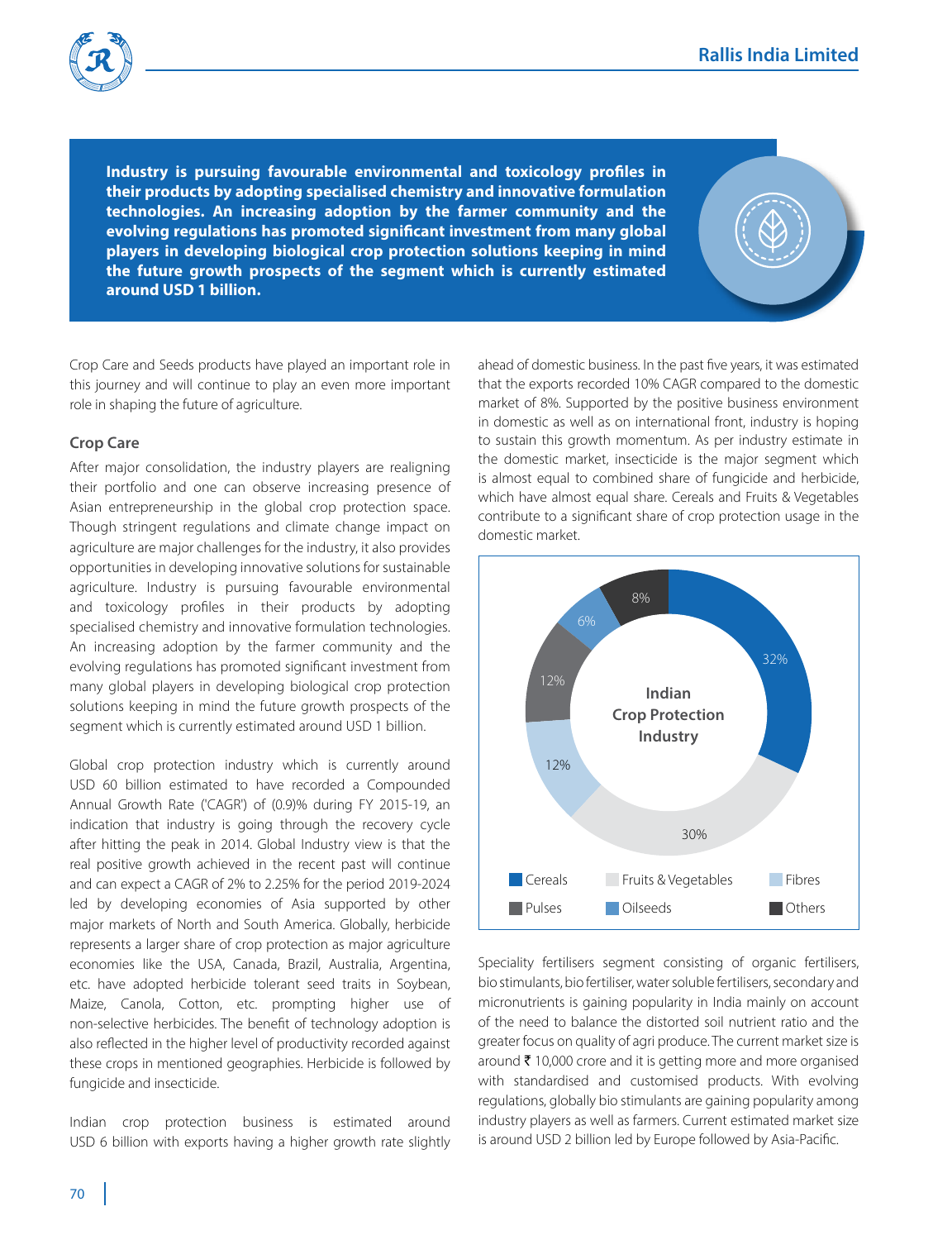**Industry is pursuing favourable environmental and toxicology profiles in their products by adopting specialised chemistry and innovative formulation technologies. An increasing adoption by the farmer community and the evolving regulations has promoted significant investment from many global players in developing biological crop protection solutions keeping in mind the future growth prospects of the segment which is currently estimated around USD 1 billion.**

Crop Care and Seeds products have played an important role in this journey and will continue to play an even more important role in shaping the future of agriculture.

### Crop Care

After major consolidation, the industry players are realigning their portfolio and one can observe increasing presence of Asian entrepreneurship in the global crop protection space. Though stringent regulations and climate change impact on agriculture are major challenges for the industry, it also provides opportunities in developing innovative solutions for sustainable agriculture. Industry is pursuing favourable environmental and toxicology profiles in their products by adopting specialised chemistry and innovative formulation technologies. An increasing adoption by the farmer community and the evolving regulations has promoted significant investment from many global players in developing biological crop protection solutions keeping in mind the future growth prospects of the segment which is currently estimated around USD 1 billion.

Global crop protection industry which is currently around USD 60 billion estimated to have recorded a Compounded Annual Growth Rate ('CAGR') of (0.9)% during FY 2015-19, an indication that industry is going through the recovery cycle after hitting the peak in 2014. Global Industry view is that the real positive growth achieved in the recent past will continue and can expect a CAGR of 2% to 2.25% for the period 2019-2024 led by developing economies of Asia supported by other major markets of North and South America. Globally, herbicide represents a larger share of crop protection as major agriculture economies like the USA, Canada, Brazil, Australia, Argentina, etc. have adopted herbicide tolerant seed traits in Soybean, Maize, Canola, Cotton, etc. prompting higher use of non-selective herbicides. The benefit of technology adoption is also reflected in the higher level of productivity recorded against these crops in mentioned geographies. Herbicide is followed by fungicide and insecticide.

Indian crop protection business is estimated around USD 6 billion with exports having a higher growth rate slightly ahead of domestic business. In the past five years, it was estimated that the exports recorded 10% CAGR compared to the domestic market of 8%. Supported by the positive business environment in domestic as well as on international front, industry is hoping to sustain this growth momentum. As per industry estimate in the domestic market, insecticide is the major segment which is almost equal to combined share of fungicide and herbicide, which have almost equal share. Cereals and Fruits & Vegetables contribute to a significant share of crop protection usage in the domestic market.

**Indian Crop Protection Industry**

| Segment | Share |
|---|---|
| Cereals | 32% |
| Fruits & Vegetables | 30% |
| Fibres | 12% |
| Pulses | 12% |
| Oilseeds | 6% |
| Others | 8% |

Speciality fertilisers segment consisting of organic fertilisers, bio stimulants, bio fertiliser, water soluble fertilisers, secondary and micronutrients is gaining popularity in India mainly on account of the need to balance the distorted soil nutrient ratio and the greater focus on quality of agri produce. The current market size is around ₹ 10,000 crore and it is getting more and more organised with standardised and customised products. With evolving regulations, globally bio stimulants are gaining popularity among industry players as well as farmers. Current estimated market size is around USD 2 billion led by Europe followed by Asia-Pacific.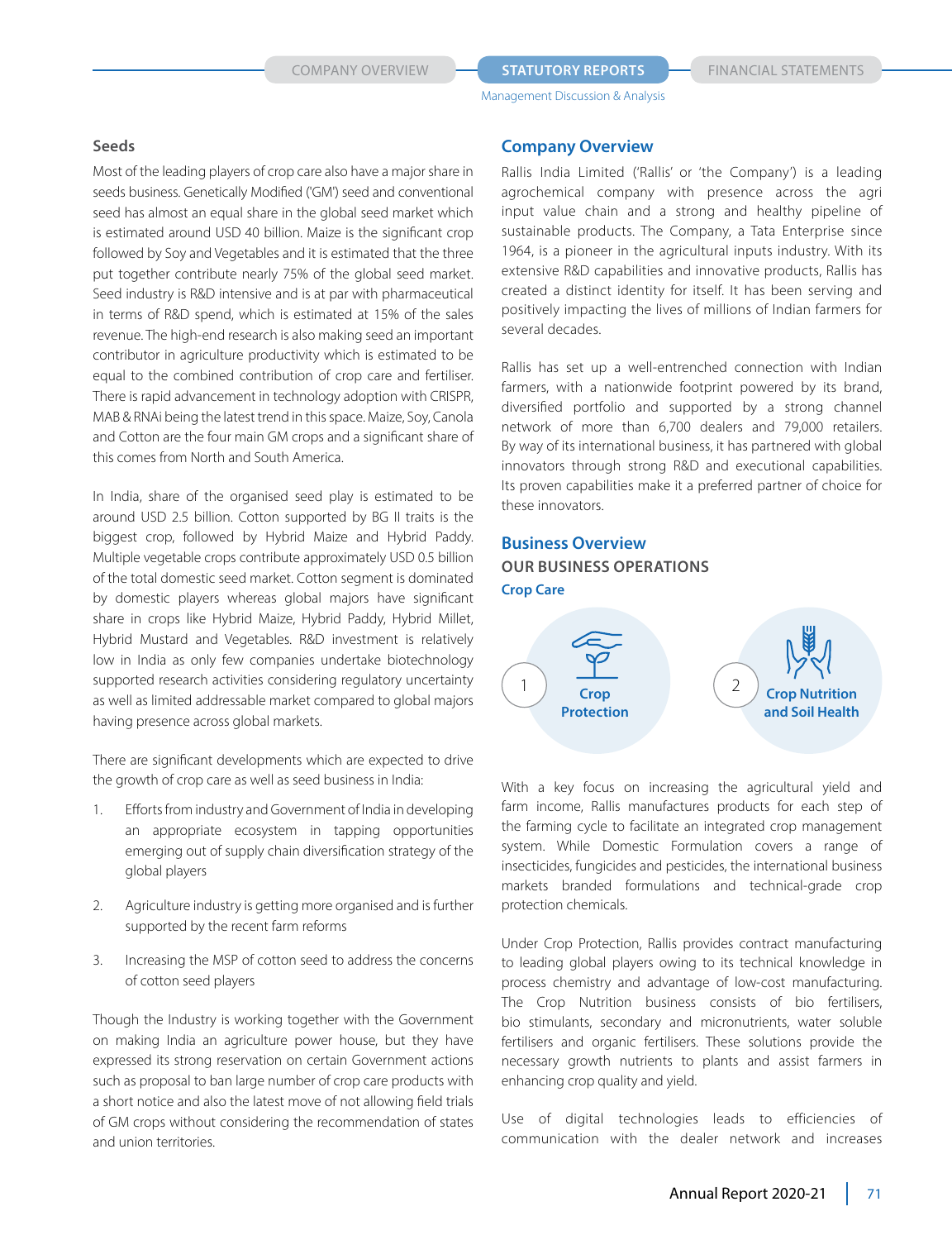### Seeds

Most of the leading players of crop care also have a major share in seeds business. Genetically Modified ('GM') seed and conventional seed has almost an equal share in the global seed market which is estimated around USD 40 billion. Maize is the significant crop followed by Soy and Vegetables and it is estimated that the three put together contribute nearly 75% of the global seed market. Seed industry is R&D intensive and is at par with pharmaceutical in terms of R&D spend, which is estimated at 15% of the sales revenue. The high-end research is also making seed an important contributor in agriculture productivity which is estimated to be equal to the combined contribution of crop care and fertiliser. There is rapid advancement in technology adoption with CRISPR, MAB & RNAi being the latest trend in this space. Maize, Soy, Canola and Cotton are the four main GM crops and a significant share of this comes from North and South America.

In India, share of the organised seed play is estimated to be around USD 2.5 billion. Cotton supported by BG II traits is the biggest crop, followed by Hybrid Maize and Hybrid Paddy. Multiple vegetable crops contribute approximately USD 0.5 billion of the total domestic seed market. Cotton segment is dominated by domestic players whereas global majors have significant share in crops like Hybrid Maize, Hybrid Paddy, Hybrid Millet, Hybrid Mustard and Vegetables. R&D investment is relatively low in India as only few companies undertake biotechnology supported research activities considering regulatory uncertainty as well as limited addressable market compared to global majors having presence across global markets.

There are significant developments which are expected to drive the growth of crop care as well as seed business in India:

1. Efforts from industry and Government of India in developing an appropriate ecosystem in tapping opportunities emerging out of supply chain diversification strategy of the global players
2. Agriculture industry is getting more organised and is further supported by the recent farm reforms
3. Increasing the MSP of cotton seed to address the concerns of cotton seed players

Though the Industry is working together with the Government on making India an agriculture power house, but they have expressed its strong reservation on certain Government actions such as proposal to ban large number of crop care products with a short notice and also the latest move of not allowing field trials of GM crops without considering the recommendation of states and union territories.

## Company Overview

Rallis India Limited ('Rallis' or 'the Company') is a leading agrochemical company with presence across the agri input value chain and a strong and healthy pipeline of sustainable products. The Company, a Tata Enterprise since 1964, is a pioneer in the agricultural inputs industry. With its extensive R&D capabilities and innovative products, Rallis has created a distinct identity for itself. It has been serving and positively impacting the lives of millions of Indian farmers for several decades.

Rallis has set up a well-entrenched connection with Indian farmers, with a nationwide footprint powered by its brand, diversified portfolio and supported by a strong channel network of more than 6,700 dealers and 79,000 retailers. By way of its international business, it has partnered with global innovators through strong R&D and executional capabilities. Its proven capabilities make it a preferred partner of choice for these innovators.

## Business Overview

### OUR BUSINESS OPERATIONS

#### Crop Care

1. Crop Protection
2. Crop Nutrition and Soil Health

With a key focus on increasing the agricultural yield and farm income, Rallis manufactures products for each step of the farming cycle to facilitate an integrated crop management system. While Domestic Formulation covers a range of insecticides, fungicides and pesticides, the international business markets branded formulations and technical-grade crop protection chemicals.

Under Crop Protection, Rallis provides contract manufacturing to leading global players owing to its technical knowledge in process chemistry and advantage of low-cost manufacturing. The Crop Nutrition business consists of bio fertilisers, bio stimulants, secondary and micronutrients, water soluble fertilisers and organic fertilisers. These solutions provide the necessary growth nutrients to plants and assist farmers in enhancing crop quality and yield.

Use of digital technologies leads to efficiencies of communication with the dealer network and increases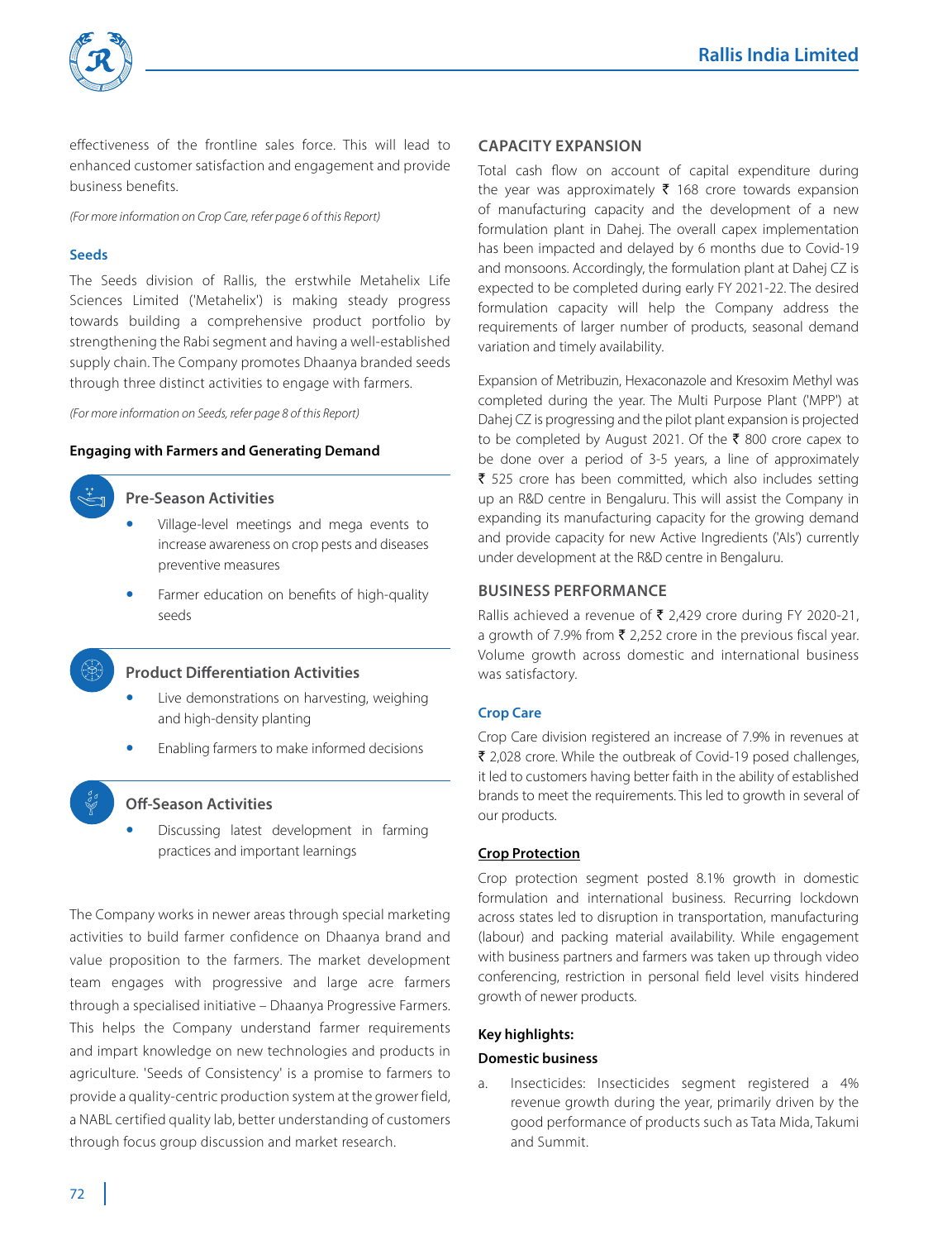effectiveness of the frontline sales force. This will lead to enhanced customer satisfaction and engagement and provide business benefits.

*(For more information on Crop Care, refer page 6 of this Report)*

### Seeds

The Seeds division of Rallis, the erstwhile Metahelix Life Sciences Limited ('Metahelix') is making steady progress towards building a comprehensive product portfolio by strengthening the Rabi segment and having a well-established supply chain. The Company promotes Dhaanya branded seeds through three distinct activities to engage with farmers.

*(For more information on Seeds, refer page 8 of this Report)*

**Engaging with Farmers and Generating Demand**

#### Pre-Season Activities

- Village-level meetings and mega events to increase awareness on crop pests and diseases preventive measures
- Farmer education on benefits of high-quality seeds

#### Product Differentiation Activities

- Live demonstrations on harvesting, weighing and high-density planting
- Enabling farmers to make informed decisions

#### Off-Season Activities

- Discussing latest development in farming practices and important learnings

The Company works in newer areas through special marketing activities to build farmer confidence on Dhaanya brand and value proposition to the farmers. The market development team engages with progressive and large acre farmers through a specialised initiative – Dhaanya Progressive Farmers. This helps the Company understand farmer requirements and impart knowledge on new technologies and products in agriculture. 'Seeds of Consistency' is a promise to farmers to provide a quality-centric production system at the grower field, a NABL certified quality lab, better understanding of customers through focus group discussion and market research.

## CAPACITY EXPANSION

Total cash flow on account of capital expenditure during the year was approximately ₹ 168 crore towards expansion of manufacturing capacity and the development of a new formulation plant in Dahej. The overall capex implementation has been impacted and delayed by 6 months due to Covid-19 and monsoons. Accordingly, the formulation plant at Dahej CZ is expected to be completed during early FY 2021-22. The desired formulation capacity will help the Company address the requirements of larger number of products, seasonal demand variation and timely availability.

Expansion of Metribuzin, Hexaconazole and Kresoxim Methyl was completed during the year. The Multi Purpose Plant ('MPP') at Dahej CZ is progressing and the pilot plant expansion is projected to be completed by August 2021. Of the ₹ 800 crore capex to be done over a period of 3-5 years, a line of approximately ₹ 525 crore has been committed, which also includes setting up an R&D centre in Bengaluru. This will assist the Company in expanding its manufacturing capacity for the growing demand and provide capacity for new Active Ingredients ('AIs') currently under development at the R&D centre in Bengaluru.

## BUSINESS PERFORMANCE

Rallis achieved a revenue of ₹ 2,429 crore during FY 2020-21, a growth of 7.9% from ₹ 2,252 crore in the previous fiscal year. Volume growth across domestic and international business was satisfactory.

### Crop Care

Crop Care division registered an increase of 7.9% in revenues at ₹ 2,028 crore. While the outbreak of Covid-19 posed challenges, it led to customers having better faith in the ability of established brands to meet the requirements. This led to growth in several of our products.

#### Crop Protection

Crop protection segment posted 8.1% growth in domestic formulation and international business. Recurring lockdown across states led to disruption in transportation, manufacturing (labour) and packing material availability. While engagement with business partners and farmers was taken up through video conferencing, restriction in personal field level visits hindered growth of newer products.

**Key highlights:**

**Domestic business**

a. Insecticides: Insecticides segment registered a 4% revenue growth during the year, primarily driven by the good performance of products such as Tata Mida, Takumi and Summit.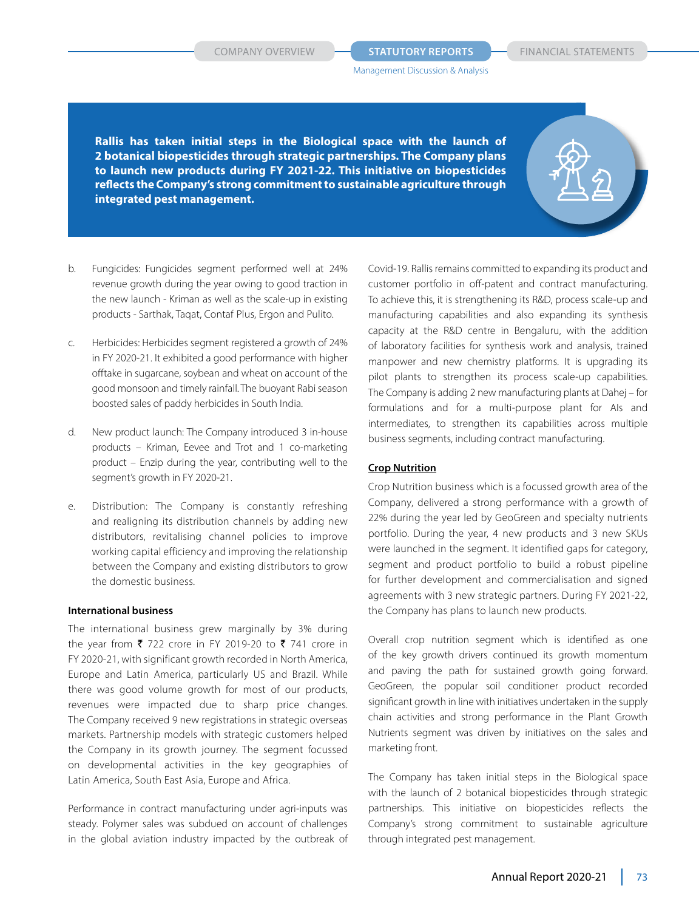**Rallis has taken initial steps in the Biological space with the launch of 2 botanical biopesticides through strategic partnerships. The Company plans to launch new products during FY 2021-22. This initiative on biopesticides reflects the Company's strong commitment to sustainable agriculture through integrated pest management.**

b. Fungicides: Fungicides segment performed well at 24% revenue growth during the year owing to good traction in the new launch - Kriman as well as the scale-up in existing products - Sarthak, Taqat, Contaf Plus, Ergon and Pulito.

c. Herbicides: Herbicides segment registered a growth of 24% in FY 2020-21. It exhibited a good performance with higher offtake in sugarcane, soybean and wheat on account of the good monsoon and timely rainfall. The buoyant Rabi season boosted sales of paddy herbicides in South India.

d. New product launch: The Company introduced 3 in-house products – Kriman, Eevee and Trot and 1 co-marketing product – Enzip during the year, contributing well to the segment's growth in FY 2020-21.

e. Distribution: The Company is constantly refreshing and realigning its distribution channels by adding new distributors, revitalising channel policies to improve working capital efficiency and improving the relationship between the Company and existing distributors to grow the domestic business.

**International business**

The international business grew marginally by 3% during the year from ₹ 722 crore in FY 2019-20 to ₹ 741 crore in FY 2020-21, with significant growth recorded in North America, Europe and Latin America, particularly US and Brazil. While there was good volume growth for most of our products, revenues were impacted due to sharp price changes. The Company received 9 new registrations in strategic overseas markets. Partnership models with strategic customers helped the Company in its growth journey. The segment focussed on developmental activities in the key geographies of Latin America, South East Asia, Europe and Africa.

Performance in contract manufacturing under agri-inputs was steady. Polymer sales was subdued on account of challenges in the global aviation industry impacted by the outbreak of Covid-19. Rallis remains committed to expanding its product and customer portfolio in off-patent and contract manufacturing. To achieve this, it is strengthening its R&D, process scale-up and manufacturing capabilities and also expanding its synthesis capacity at the R&D centre in Bengaluru, with the addition of laboratory facilities for synthesis work and analysis, trained manpower and new chemistry platforms. It is upgrading its pilot plants to strengthen its process scale-up capabilities. The Company is adding 2 new manufacturing plants at Dahej – for formulations and for a multi-purpose plant for AIs and intermediates, to strengthen its capabilities across multiple business segments, including contract manufacturing.

**Crop Nutrition**

Crop Nutrition business which is a focussed growth area of the Company, delivered a strong performance with a growth of 22% during the year led by GeoGreen and specialty nutrients portfolio. During the year, 4 new products and 3 new SKUs were launched in the segment. It identified gaps for category, segment and product portfolio to build a robust pipeline for further development and commercialisation and signed agreements with 3 new strategic partners. During FY 2021-22, the Company has plans to launch new products.

Overall crop nutrition segment which is identified as one of the key growth drivers continued its growth momentum and paving the path for sustained growth going forward. GeoGreen, the popular soil conditioner product recorded significant growth in line with initiatives undertaken in the supply chain activities and strong performance in the Plant Growth Nutrients segment was driven by initiatives on the sales and marketing front.

The Company has taken initial steps in the Biological space with the launch of 2 botanical biopesticides through strategic partnerships. This initiative on biopesticides reflects the Company's strong commitment to sustainable agriculture through integrated pest management.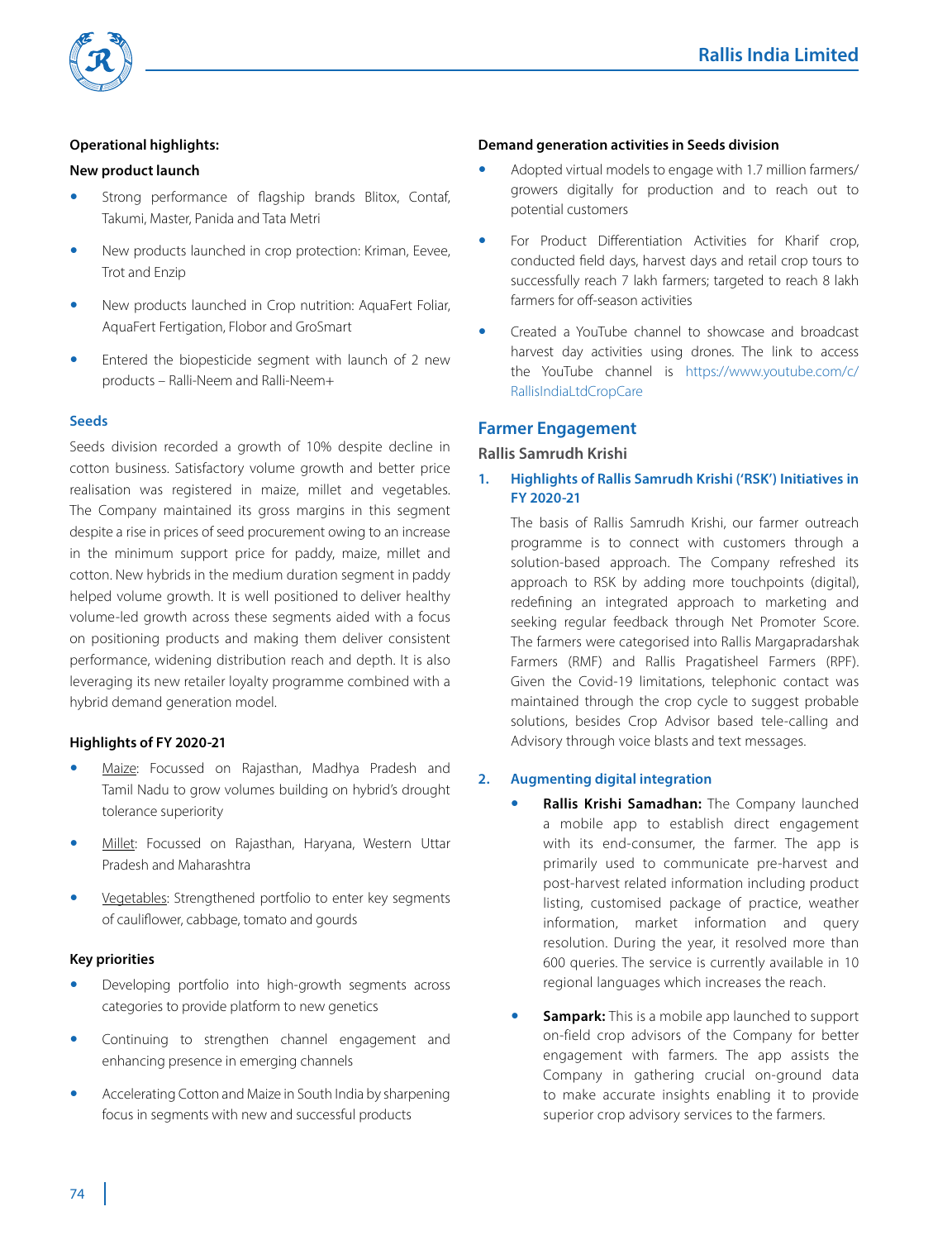**Operational highlights:**

**New product launch**

- Strong performance of flagship brands Blitox, Contaf, Takumi, Master, Panida and Tata Metri
- New products launched in crop protection: Kriman, Eevee, Trot and Enzip
- New products launched in Crop nutrition: AquaFert Foliar, AquaFert Fertigation, Flobor and GroSmart
- Entered the biopesticide segment with launch of 2 new products – Ralli-Neem and Ralli-Neem+

### Seeds

Seeds division recorded a growth of 10% despite decline in cotton business. Satisfactory volume growth and better price realisation was registered in maize, millet and vegetables. The Company maintained its gross margins in this segment despite a rise in prices of seed procurement owing to an increase in the minimum support price for paddy, maize, millet and cotton. New hybrids in the medium duration segment in paddy helped volume growth. It is well positioned to deliver healthy volume-led growth across these segments aided with a focus on positioning products and making them deliver consistent performance, widening distribution reach and depth. It is also leveraging its new retailer loyalty programme combined with a hybrid demand generation model.

**Highlights of FY 2020-21**

- Maize: Focussed on Rajasthan, Madhya Pradesh and Tamil Nadu to grow volumes building on hybrid's drought tolerance superiority
- Millet: Focussed on Rajasthan, Haryana, Western Uttar Pradesh and Maharashtra
- Vegetables: Strengthened portfolio to enter key segments of cauliflower, cabbage, tomato and gourds

**Key priorities**

- Developing portfolio into high-growth segments across categories to provide platform to new genetics
- Continuing to strengthen channel engagement and enhancing presence in emerging channels
- Accelerating Cotton and Maize in South India by sharpening focus in segments with new and successful products

**Demand generation activities in Seeds division**

- Adopted virtual models to engage with 1.7 million farmers/ growers digitally for production and to reach out to potential customers
- For Product Differentiation Activities for Kharif crop, conducted field days, harvest days and retail crop tours to successfully reach 7 lakh farmers; targeted to reach 8 lakh farmers for off-season activities
- Created a YouTube channel to showcase and broadcast harvest day activities using drones. The link to access the YouTube channel is https://www.youtube.com/c/RallisIndiaLtdCropCare

## Farmer Engagement

### Rallis Samrudh Krishi

#### 1. Highlights of Rallis Samrudh Krishi ('RSK') Initiatives in FY 2020-21

The basis of Rallis Samrudh Krishi, our farmer outreach programme is to connect with customers through a solution-based approach. The Company refreshed its approach to RSK by adding more touchpoints (digital), redefining an integrated approach to marketing and seeking regular feedback through Net Promoter Score. The farmers were categorised into Rallis Margapradarshak Farmers (RMF) and Rallis Pragatisheel Farmers (RPF). Given the Covid-19 limitations, telephonic contact was maintained through the crop cycle to suggest probable solutions, besides Crop Advisor based tele-calling and Advisory through voice blasts and text messages.

#### 2. Augmenting digital integration

- **Rallis Krishi Samadhan:** The Company launched a mobile app to establish direct engagement with its end-consumer, the farmer. The app is primarily used to communicate pre-harvest and post-harvest related information including product listing, customised package of practice, weather information, market information and query resolution. During the year, it resolved more than 600 queries. The service is currently available in 10 regional languages which increases the reach.
- **Sampark:** This is a mobile app launched to support on-field crop advisors of the Company for better engagement with farmers. The app assists the Company in gathering crucial on-ground data to make accurate insights enabling it to provide superior crop advisory services to the farmers.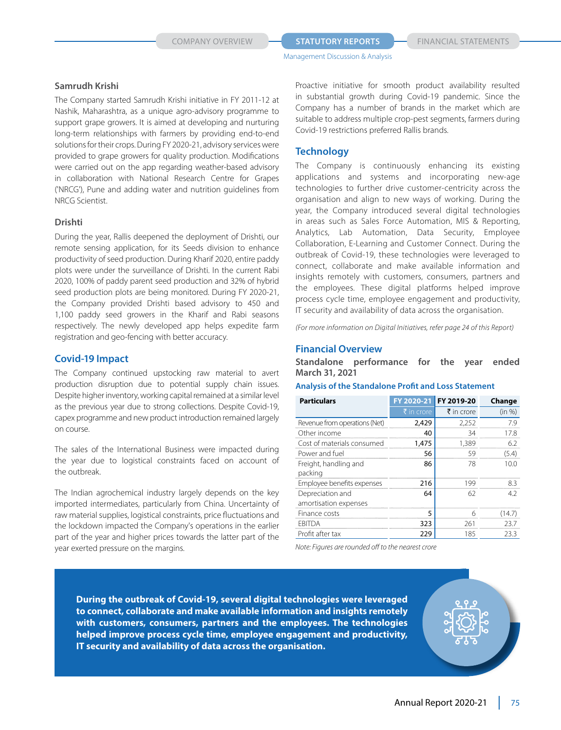### Samrudh Krishi

The Company started Samrudh Krishi initiative in FY 2011-12 at Nashik, Maharashtra, as a unique agro-advisory programme to support grape growers. It is aimed at developing and nurturing long-term relationships with farmers by providing end-to-end solutions for their crops. During FY 2020-21, advisory services were provided to grape growers for quality production. Modifications were carried out on the app regarding weather-based advisory in collaboration with National Research Centre for Grapes ('NRCG'), Pune and adding water and nutrition guidelines from NRCG Scientist.

### Drishti

During the year, Rallis deepened the deployment of Drishti, our remote sensing application, for its Seeds division to enhance productivity of seed production. During Kharif 2020, entire paddy plots were under the surveillance of Drishti. In the current Rabi 2020, 100% of paddy parent seed production and 32% of hybrid seed production plots are being monitored. During FY 2020-21, the Company provided Drishti based advisory to 450 and 1,100 paddy seed growers in the Kharif and Rabi seasons respectively. The newly developed app helps expedite farm registration and geo-fencing with better accuracy.

## Covid-19 Impact

The Company continued upstocking raw material to avert production disruption due to potential supply chain issues. Despite higher inventory, working capital remained at a similar level as the previous year due to strong collections. Despite Covid-19, capex programme and new product introduction remained largely on course.

The sales of the International Business were impacted during the year due to logistical constraints faced on account of the outbreak.

The Indian agrochemical industry largely depends on the key imported intermediates, particularly from China. Uncertainty of raw material supplies, logistical constraints, price fluctuations and the lockdown impacted the Company's operations in the earlier part of the year and higher prices towards the latter part of the year exerted pressure on the margins.

Proactive initiative for smooth product availability resulted in substantial growth during Covid-19 pandemic. Since the Company has a number of brands in the market which are suitable to address multiple crop-pest segments, farmers during Covid-19 restrictions preferred Rallis brands.

## Technology

The Company is continuously enhancing its existing applications and systems and incorporating new-age technologies to further drive customer-centricity across the organisation and align to new ways of working. During the year, the Company introduced several digital technologies in areas such as Sales Force Automation, MIS & Reporting, Analytics, Lab Automation, Data Security, Employee Collaboration, E-Learning and Customer Connect. During the outbreak of Covid-19, these technologies were leveraged to connect, collaborate and make available information and insights remotely with customers, consumers, partners and the employees. These digital platforms helped improve process cycle time, employee engagement and productivity, IT security and availability of data across the organisation.

*(For more information on Digital Initiatives, refer page 24 of this Report)*

## Financial Overview

### Standalone performance for the year ended March 31, 2021

**Analysis of the Standalone Profit and Loss Statement**

| Particulars | FY 2020-21 | FY 2019-20 | Change |
|---|---|---|---|
| | ₹ in crore | ₹ in crore | (in %) |
| Revenue from operations (Net) | 2,429 | 2,252 | 7.9 |
| Other income | 40 | 34 | 17.8 |
| Cost of materials consumed | 1,475 | 1,389 | 6.2 |
| Power and fuel | 56 | 59 | (5.4) |
| Freight, handling and packing | 86 | 78 | 10.0 |
| Employee benefits expenses | 216 | 199 | 8.3 |
| Depreciation and amortisation expenses | 64 | 62 | 4.2 |
| Finance costs | 5 | 6 | (14.7) |
| EBITDA | 323 | 261 | 23.7 |
| Profit after tax | 229 | 185 | 23.3 |

*Note: Figures are rounded off to the nearest crore*

**During the outbreak of Covid-19, several digital technologies were leveraged to connect, collaborate and make available information and insights remotely with customers, consumers, partners and the employees. The technologies helped improve process cycle time, employee engagement and productivity, IT security and availability of data across the organisation.**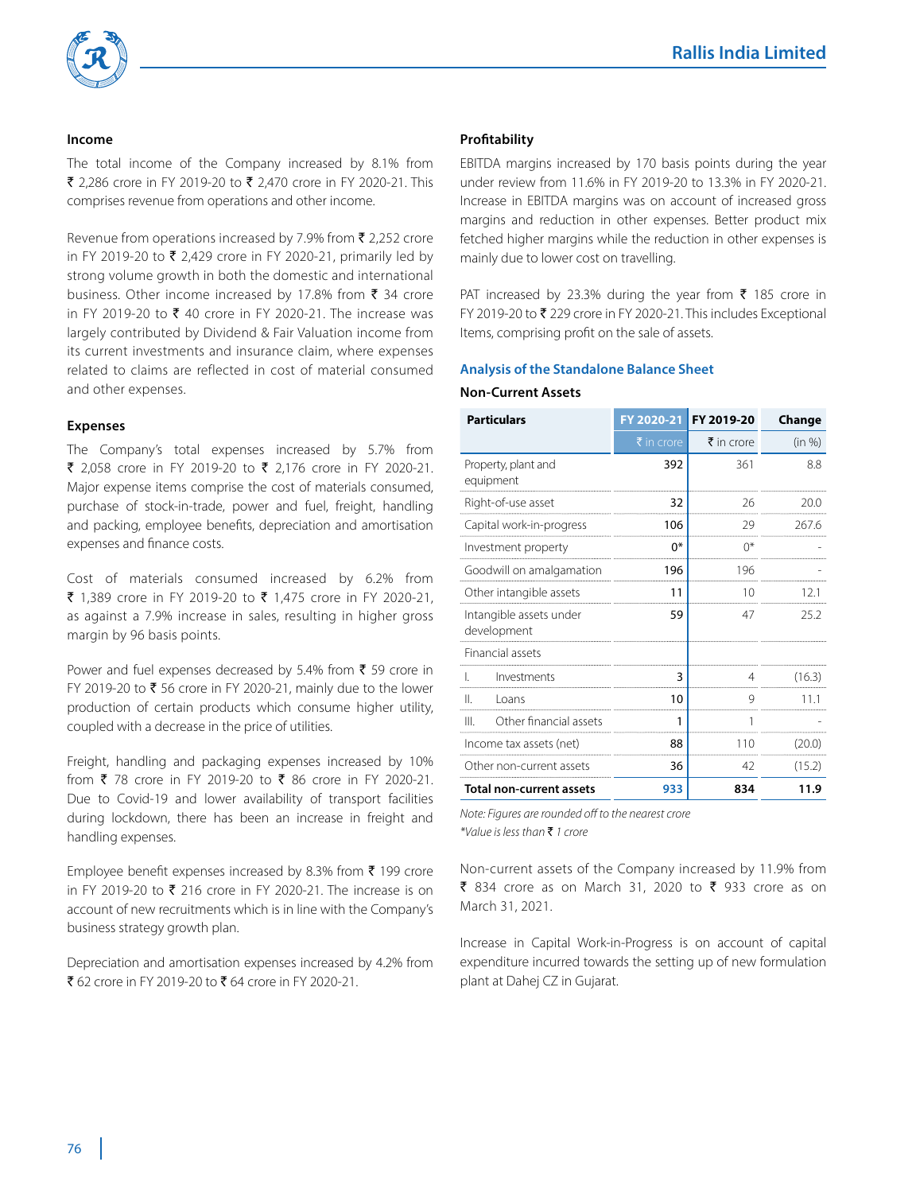### Income

The total income of the Company increased by 8.1% from ₹ 2,286 crore in FY 2019-20 to ₹ 2,470 crore in FY 2020-21. This comprises revenue from operations and other income.

Revenue from operations increased by 7.9% from ₹ 2,252 crore in FY 2019-20 to ₹ 2,429 crore in FY 2020-21, primarily led by strong volume growth in both the domestic and international business. Other income increased by 17.8% from ₹ 34 crore in FY 2019-20 to ₹ 40 crore in FY 2020-21. The increase was largely contributed by Dividend & Fair Valuation income from its current investments and insurance claim, where expenses related to claims are reflected in cost of material consumed and other expenses.

### Expenses

The Company's total expenses increased by 5.7% from ₹ 2,058 crore in FY 2019-20 to ₹ 2,176 crore in FY 2020-21. Major expense items comprise the cost of materials consumed, purchase of stock-in-trade, power and fuel, freight, handling and packing, employee benefits, depreciation and amortisation expenses and finance costs.

Cost of materials consumed increased by 6.2% from ₹ 1,389 crore in FY 2019-20 to ₹ 1,475 crore in FY 2020-21, as against a 7.9% increase in sales, resulting in higher gross margin by 96 basis points.

Power and fuel expenses decreased by 5.4% from ₹ 59 crore in FY 2019-20 to ₹ 56 crore in FY 2020-21, mainly due to the lower production of certain products which consume higher utility, coupled with a decrease in the price of utilities.

Freight, handling and packaging expenses increased by 10% from ₹ 78 crore in FY 2019-20 to ₹ 86 crore in FY 2020-21. Due to Covid-19 and lower availability of transport facilities during lockdown, there has been an increase in freight and handling expenses.

Employee benefit expenses increased by 8.3% from ₹ 199 crore in FY 2019-20 to ₹ 216 crore in FY 2020-21. The increase is on account of new recruitments which is in line with the Company's business strategy growth plan.

Depreciation and amortisation expenses increased by 4.2% from ₹ 62 crore in FY 2019-20 to ₹ 64 crore in FY 2020-21.

### Profitability

EBITDA margins increased by 170 basis points during the year under review from 11.6% in FY 2019-20 to 13.3% in FY 2020-21. Increase in EBITDA margins was on account of increased gross margins and reduction in other expenses. Better product mix fetched higher margins while the reduction in other expenses is mainly due to lower cost on travelling.

PAT increased by 23.3% during the year from ₹ 185 crore in FY 2019-20 to ₹ 229 crore in FY 2020-21. This includes Exceptional Items, comprising profit on the sale of assets.

## Analysis of the Standalone Balance Sheet

### Non-Current Assets

| Particulars | FY 2020-21 | FY 2019-20 | Change |
|---|---|---|---|
| | ₹ in crore | ₹ in crore | (in %) |
| Property, plant and equipment | 392 | 361 | 8.8 |
| Right-of-use asset | 32 | 26 | 20.0 |
| Capital work-in-progress | 106 | 29 | 267.6 |
| Investment property | 0* | 0* | - |
| Goodwill on amalgamation | 196 | 196 | - |
| Other intangible assets | 11 | 10 | 12.1 |
| Intangible assets under development | 59 | 47 | 25.2 |
| Financial assets | | | |
| I. Investments | 3 | 4 | (16.3) |
| II. Loans | 10 | 9 | 11.1 |
| III. Other financial assets | 1 | 1 | - |
| Income tax assets (net) | 88 | 110 | (20.0) |
| Other non-current assets | 36 | 42 | (15.2) |
| **Total non-current assets** | **933** | **834** | **11.9** |

*Note: Figures are rounded off to the nearest crore*
*\*Value is less than ₹ 1 crore*

Non-current assets of the Company increased by 11.9% from ₹ 834 crore as on March 31, 2020 to ₹ 933 crore as on March 31, 2021.

Increase in Capital Work-in-Progress is on account of capital expenditure incurred towards the setting up of new formulation plant at Dahej CZ in Gujarat.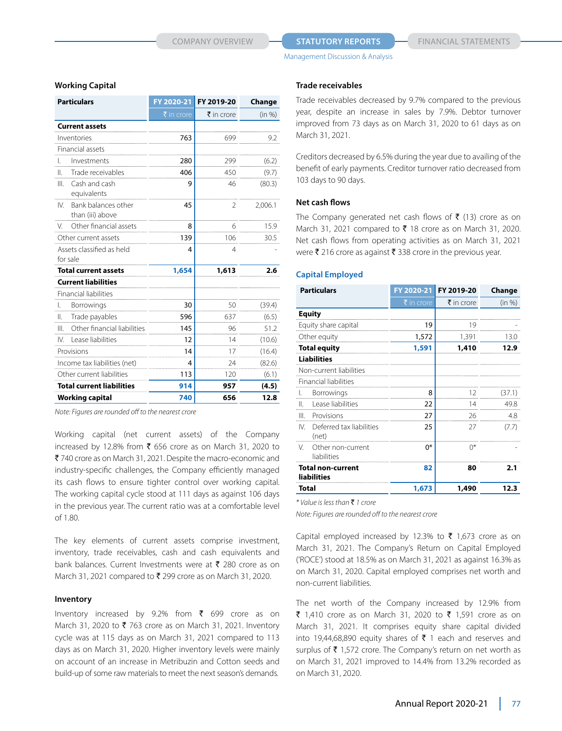## Working Capital

| Particulars | FY 2020-21 | FY 2019-20 | Change |
|---|---|---|---|
| | ₹ in crore | ₹ in crore | (in %) |
| **Current assets** | | | |
| Inventories | 763 | 699 | 9.2 |
| Financial assets | | | |
| I. Investments | 280 | 299 | (6.2) |
| II. Trade receivables | 406 | 450 | (9.7) |
| III. Cash and cash equivalents | 9 | 46 | (80.3) |
| IV. Bank balances other than (iii) above | 45 | 2 | 2,006.1 |
| V. Other financial assets | 8 | 6 | 15.9 |
| Other current assets | 139 | 106 | 30.5 |
| Assets classified as held for sale | 4 | 4 | - |
| **Total current assets** | **1,654** | **1,613** | **2.6** |
| **Current liabilities** | | | |
| Financial liabilities | | | |
| I. Borrowings | 30 | 50 | (39.4) |
| II. Trade payables | 596 | 637 | (6.5) |
| III. Other financial liabilities | 145 | 96 | 51.2 |
| IV. Lease liabilities | 12 | 14 | (10.6) |
| Provisions | 14 | 17 | (16.4) |
| Income tax liabilities (net) | 4 | 24 | (82.6) |
| Other current liabilities | 113 | 120 | (6.1) |
| **Total current liabilities** | **914** | **957** | **(4.5)** |
| **Working capital** | **740** | **656** | **12.8** |

*Note: Figures are rounded off to the nearest crore*

Working capital (net current assets) of the Company increased by 12.8% from ₹ 656 crore as on March 31, 2020 to ₹ 740 crore as on March 31, 2021. Despite the macro-economic and industry-specific challenges, the Company efficiently managed its cash flows to ensure tighter control over working capital. The working capital cycle stood at 111 days as against 106 days in the previous year. The current ratio was at a comfortable level of 1.80.

The key elements of current assets comprise investment, inventory, trade receivables, cash and cash equivalents and bank balances. Current Investments were at ₹ 280 crore as on March 31, 2021 compared to ₹ 299 crore as on March 31, 2020.

### Inventory

Inventory increased by 9.2% from ₹ 699 crore as on March 31, 2020 to ₹ 763 crore as on March 31, 2021. Inventory cycle was at 115 days as on March 31, 2021 compared to 113 days as on March 31, 2020. Higher inventory levels were mainly on account of an increase in Metribuzin and Cotton seeds and build-up of some raw materials to meet the next season's demands.

### Trade receivables

Trade receivables decreased by 9.7% compared to the previous year, despite an increase in sales by 7.9%. Debtor turnover improved from 73 days as on March 31, 2020 to 61 days as on March 31, 2021.

Creditors decreased by 6.5% during the year due to availing of the benefit of early payments. Creditor turnover ratio decreased from 103 days to 90 days.

### Net cash flows

The Company generated net cash flows of ₹ (13) crore as on March 31, 2021 compared to ₹ 18 crore as on March 31, 2020. Net cash flows from operating activities as on March 31, 2021 were ₹ 216 crore as against ₹ 338 crore in the previous year.

## Capital Employed

| Particulars | FY 2020-21 | FY 2019-20 | Change |
|---|---|---|---|
| | ₹ in crore | ₹ in crore | (in %) |
| **Equity** | | | |
| Equity share capital | 19 | 19 | - |
| Other equity | 1,572 | 1,391 | 13.0 |
| **Total equity** | **1,591** | **1,410** | **12.9** |
| **Liabilities** | | | |
| Non-current liabilities | | | |
| Financial liabilities | | | |
| I. Borrowings | 8 | 12 | (37.1) |
| II. Lease liabilities | 22 | 14 | 49.8 |
| III. Provisions | 27 | 26 | 4.8 |
| IV. Deferred tax liabilities (net) | 25 | 27 | (7.7) |
| V. Other non-current liabilities | 0* | 0* | - |
| **Total non-current liabilities** | **82** | **80** | **2.1** |
| **Total** | **1,673** | **1,490** | **12.3** |

*\* Value is less than ₹ 1 crore*

*Note: Figures are rounded off to the nearest crore*

Capital employed increased by 12.3% to ₹ 1,673 crore as on March 31, 2021. The Company's Return on Capital Employed ('ROCE') stood at 18.5% as on March 31, 2021 as against 16.3% as on March 31, 2020. Capital employed comprises net worth and non-current liabilities.

The net worth of the Company increased by 12.9% from ₹ 1,410 crore as on March 31, 2020 to ₹ 1,591 crore as on March 31, 2021. It comprises equity share capital divided into 19,44,68,890 equity shares of ₹ 1 each and reserves and surplus of ₹ 1,572 crore. The Company's return on net worth as on March 31, 2021 improved to 14.4% from 13.2% recorded as on March 31, 2020.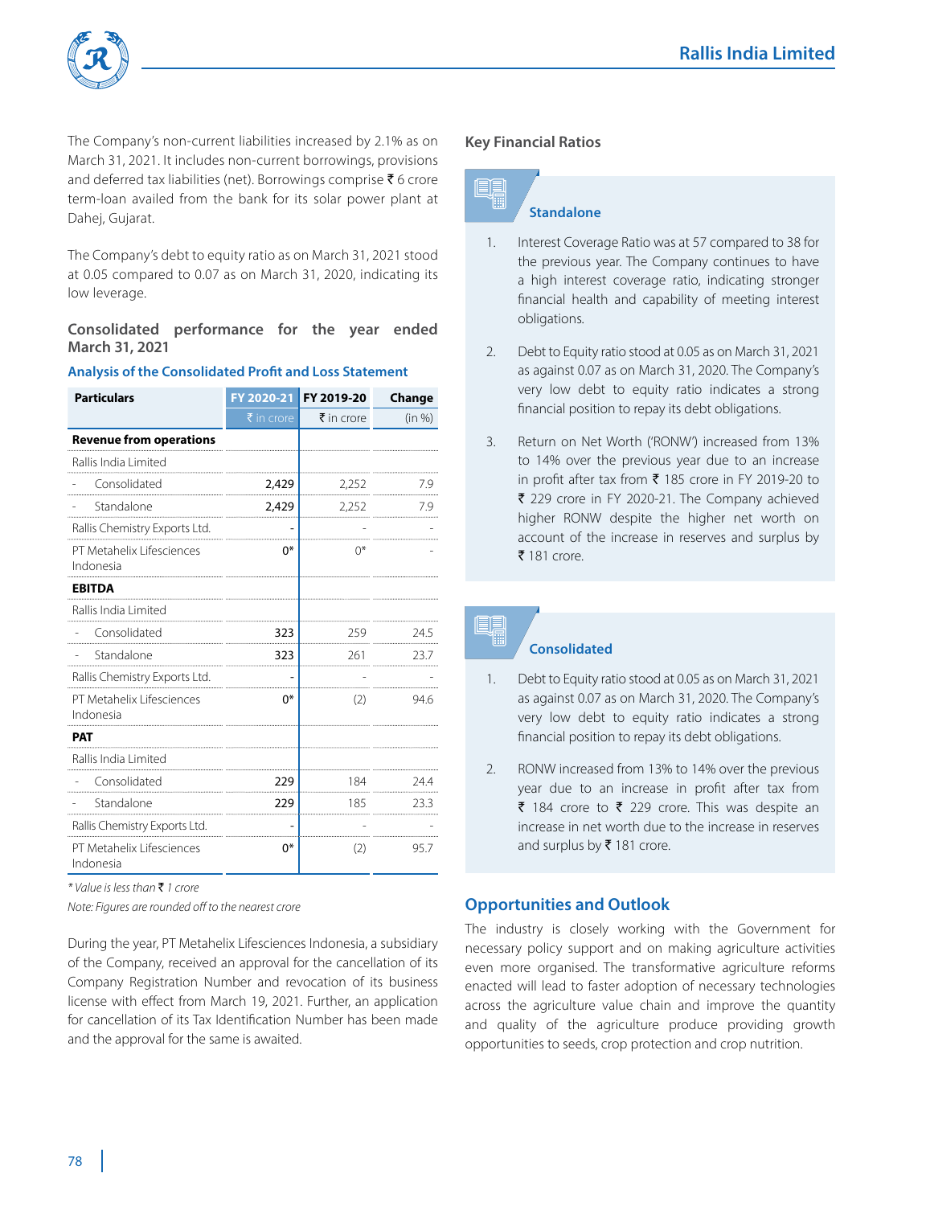The Company's non-current liabilities increased by 2.1% as on March 31, 2021. It includes non-current borrowings, provisions and deferred tax liabilities (net). Borrowings comprise ₹ 6 crore term-loan availed from the bank for its solar power plant at Dahej, Gujarat.

The Company's debt to equity ratio as on March 31, 2021 stood at 0.05 compared to 0.07 as on March 31, 2020, indicating its low leverage.

### Consolidated performance for the year ended March 31, 2021

#### Analysis of the Consolidated Profit and Loss Statement

| Particulars | FY 2020-21 | FY 2019-20 | Change |
|---|---|---|---|
| | ₹ in crore | ₹ in crore | (in %) |
| **Revenue from operations** | | | |
| Rallis India Limited | | | |
| - Consolidated | 2,429 | 2,252 | 7.9 |
| - Standalone | 2,429 | 2,252 | 7.9 |
| Rallis Chemistry Exports Ltd. | - | - | - |
| PT Metahelix Lifesciences Indonesia | 0* | 0* | - |
| **EBITDA** | | | |
| Rallis India Limited | | | |
| - Consolidated | 323 | 259 | 24.5 |
| - Standalone | 323 | 261 | 23.7 |
| Rallis Chemistry Exports Ltd. | - | - | - |
| PT Metahelix Lifesciences Indonesia | 0* | (2) | 94.6 |
| **PAT** | | | |
| Rallis India Limited | | | |
| - Consolidated | 229 | 184 | 24.4 |
| - Standalone | 229 | 185 | 23.3 |
| Rallis Chemistry Exports Ltd. | - | - | - |
| PT Metahelix Lifesciences Indonesia | 0* | (2) | 95.7 |

*\* Value is less than ₹ 1 crore*

*Note: Figures are rounded off to the nearest crore*

During the year, PT Metahelix Lifesciences Indonesia, a subsidiary of the Company, received an approval for the cancellation of its Company Registration Number and revocation of its business license with effect from March 19, 2021. Further, an application for cancellation of its Tax Identification Number has been made and the approval for the same is awaited.

### Key Financial Ratios

#### Standalone

1. Interest Coverage Ratio was at 57 compared to 38 for the previous year. The Company continues to have a high interest coverage ratio, indicating stronger financial health and capability of meeting interest obligations.
2. Debt to Equity ratio stood at 0.05 as on March 31, 2021 as against 0.07 as on March 31, 2020. The Company's very low debt to equity ratio indicates a strong financial position to repay its debt obligations.
3. Return on Net Worth ('RONW') increased from 13% to 14% over the previous year due to an increase in profit after tax from ₹ 185 crore in FY 2019-20 to ₹ 229 crore in FY 2020-21. The Company achieved higher RONW despite the higher net worth on account of the increase in reserves and surplus by ₹ 181 crore.

#### Consolidated

1. Debt to Equity ratio stood at 0.05 as on March 31, 2021 as against 0.07 as on March 31, 2020. The Company's very low debt to equity ratio indicates a strong financial position to repay its debt obligations.
2. RONW increased from 13% to 14% over the previous year due to an increase in profit after tax from ₹ 184 crore to ₹ 229 crore. This was despite an increase in net worth due to the increase in reserves and surplus by ₹ 181 crore.

## Opportunities and Outlook

The industry is closely working with the Government for necessary policy support and on making agriculture activities even more organised. The transformative agriculture reforms enacted will lead to faster adoption of necessary technologies across the agriculture value chain and improve the quantity and quality of the agriculture produce providing growth opportunities to seeds, crop protection and crop nutrition.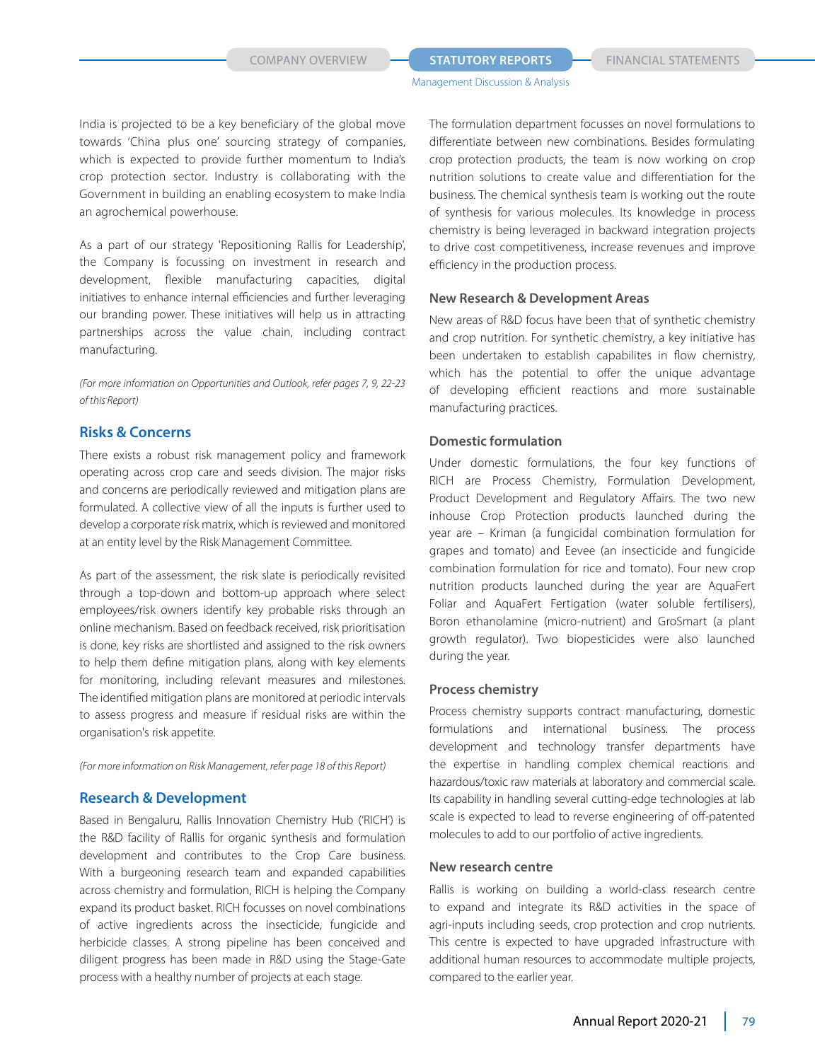India is projected to be a key beneficiary of the global move towards 'China plus one' sourcing strategy of companies, which is expected to provide further momentum to India's crop protection sector. Industry is collaborating with the Government in building an enabling ecosystem to make India an agrochemical powerhouse.

As a part of our strategy 'Repositioning Rallis for Leadership', the Company is focussing on investment in research and development, flexible manufacturing capacities, digital initiatives to enhance internal efficiencies and further leveraging our branding power. These initiatives will help us in attracting partnerships across the value chain, including contract manufacturing.

*(For more information on Opportunities and Outlook, refer pages 7, 9, 22-23 of this Report)*

## Risks & Concerns

There exists a robust risk management policy and framework operating across crop care and seeds division. The major risks and concerns are periodically reviewed and mitigation plans are formulated. A collective view of all the inputs is further used to develop a corporate risk matrix, which is reviewed and monitored at an entity level by the Risk Management Committee.

As part of the assessment, the risk slate is periodically revisited through a top-down and bottom-up approach where select employees/risk owners identify key probable risks through an online mechanism. Based on feedback received, risk prioritisation is done, key risks are shortlisted and assigned to the risk owners to help them define mitigation plans, along with key elements for monitoring, including relevant measures and milestones. The identified mitigation plans are monitored at periodic intervals to assess progress and measure if residual risks are within the organisation's risk appetite.

*(For more information on Risk Management, refer page 18 of this Report)*

## Research & Development

Based in Bengaluru, Rallis Innovation Chemistry Hub ('RICH') is the R&D facility of Rallis for organic synthesis and formulation development and contributes to the Crop Care business. With a burgeoning research team and expanded capabilities across chemistry and formulation, RICH is helping the Company expand its product basket. RICH focusses on novel combinations of active ingredients across the insecticide, fungicide and herbicide classes. A strong pipeline has been conceived and diligent progress has been made in R&D using the Stage-Gate process with a healthy number of projects at each stage.

The formulation department focusses on novel formulations to differentiate between new combinations. Besides formulating crop protection products, the team is now working on crop nutrition solutions to create value and differentiation for the business. The chemical synthesis team is working out the route of synthesis for various molecules. Its knowledge in process chemistry is being leveraged in backward integration projects to drive cost competitiveness, increase revenues and improve efficiency in the production process.

### New Research & Development Areas

New areas of R&D focus have been that of synthetic chemistry and crop nutrition. For synthetic chemistry, a key initiative has been undertaken to establish capabilites in flow chemistry, which has the potential to offer the unique advantage of developing efficient reactions and more sustainable manufacturing practices.

### Domestic formulation

Under domestic formulations, the four key functions of RICH are Process Chemistry, Formulation Development, Product Development and Regulatory Affairs. The two new inhouse Crop Protection products launched during the year are – Kriman (a fungicidal combination formulation for grapes and tomato) and Eevee (an insecticide and fungicide combination formulation for rice and tomato). Four new crop nutrition products launched during the year are AquaFert Foliar and AquaFert Fertigation (water soluble fertilisers), Boron ethanolamine (micro-nutrient) and GroSmart (a plant growth regulator). Two biopesticides were also launched during the year.

### Process chemistry

Process chemistry supports contract manufacturing, domestic formulations and international business. The process development and technology transfer departments have the expertise in handling complex chemical reactions and hazardous/toxic raw materials at laboratory and commercial scale. Its capability in handling several cutting-edge technologies at lab scale is expected to lead to reverse engineering of off-patented molecules to add to our portfolio of active ingredients.

### New research centre

Rallis is working on building a world-class research centre to expand and integrate its R&D activities in the space of agri-inputs including seeds, crop protection and crop nutrients. This centre is expected to have upgraded infrastructure with additional human resources to accommodate multiple projects, compared to the earlier year.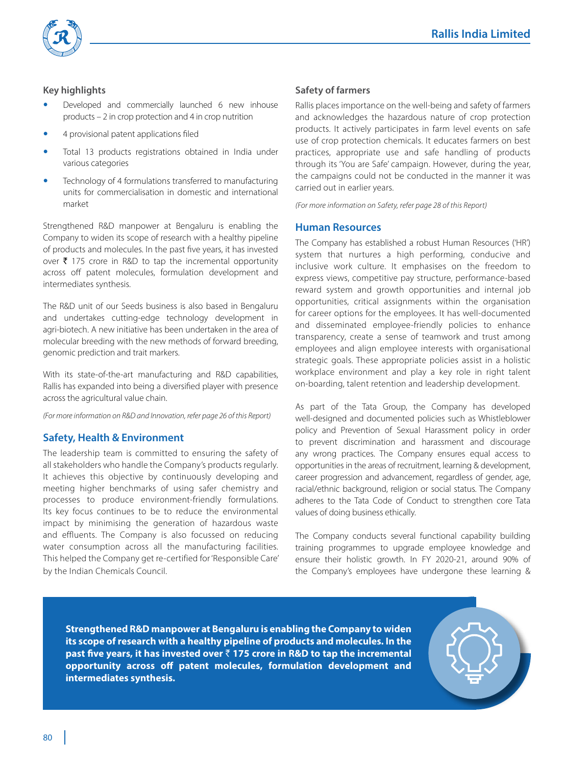### Key highlights

- Developed and commercially launched 6 new inhouse products – 2 in crop protection and 4 in crop nutrition
- 4 provisional patent applications filed
- Total 13 products registrations obtained in India under various categories
- Technology of 4 formulations transferred to manufacturing units for commercialisation in domestic and international market

Strengthened R&D manpower at Bengaluru is enabling the Company to widen its scope of research with a healthy pipeline of products and molecules. In the past five years, it has invested over ₹ 175 crore in R&D to tap the incremental opportunity across off patent molecules, formulation development and intermediates synthesis.

The R&D unit of our Seeds business is also based in Bengaluru and undertakes cutting-edge technology development in agri-biotech. A new initiative has been undertaken in the area of molecular breeding with the new methods of forward breeding, genomic prediction and trait markers.

With its state-of-the-art manufacturing and R&D capabilities, Rallis has expanded into being a diversified player with presence across the agricultural value chain.

*(For more information on R&D and Innovation, refer page 26 of this Report)*

## Safety, Health & Environment

The leadership team is committed to ensuring the safety of all stakeholders who handle the Company's products regularly. It achieves this objective by continuously developing and meeting higher benchmarks of using safer chemistry and processes to produce environment-friendly formulations. Its key focus continues to be to reduce the environmental impact by minimising the generation of hazardous waste and effluents. The Company is also focussed on reducing water consumption across all the manufacturing facilities. This helped the Company get re-certified for 'Responsible Care' by the Indian Chemicals Council.

### Safety of farmers

Rallis places importance on the well-being and safety of farmers and acknowledges the hazardous nature of crop protection products. It actively participates in farm level events on safe use of crop protection chemicals. It educates farmers on best practices, appropriate use and safe handling of products through its 'You are Safe' campaign. However, during the year, the campaigns could not be conducted in the manner it was carried out in earlier years.

*(For more information on Safety, refer page 28 of this Report)*

## Human Resources

The Company has established a robust Human Resources ('HR') system that nurtures a high performing, conducive and inclusive work culture. It emphasises on the freedom to express views, competitive pay structure, performance-based reward system and growth opportunities and internal job opportunities, critical assignments within the organisation for career options for the employees. It has well-documented and disseminated employee-friendly policies to enhance transparency, create a sense of teamwork and trust among employees and align employee interests with organisational strategic goals. These appropriate policies assist in a holistic workplace environment and play a key role in right talent on-boarding, talent retention and leadership development.

As part of the Tata Group, the Company has developed well-designed and documented policies such as Whistleblower policy and Prevention of Sexual Harassment policy in order to prevent discrimination and harassment and discourage any wrong practices. The Company ensures equal access to opportunities in the areas of recruitment, learning & development, career progression and advancement, regardless of gender, age, racial/ethnic background, religion or social status. The Company adheres to the Tata Code of Conduct to strengthen core Tata values of doing business ethically.

The Company conducts several functional capability building training programmes to upgrade employee knowledge and ensure their holistic growth. In FY 2020-21, around 90% of the Company's employees have undergone these learning &

**Strengthened R&D manpower at Bengaluru is enabling the Company to widen its scope of research with a healthy pipeline of products and molecules. In the past five years, it has invested over ₹ 175 crore in R&D to tap the incremental opportunity across off patent molecules, formulation development and intermediates synthesis.**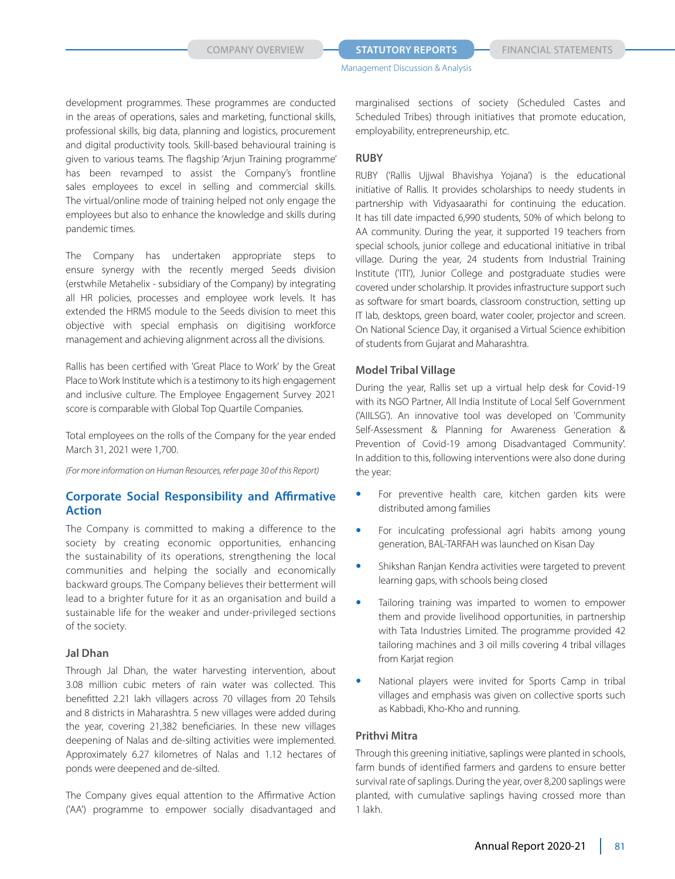development programmes. These programmes are conducted in the areas of operations, sales and marketing, functional skills, professional skills, big data, planning and logistics, procurement and digital productivity tools. Skill-based behavioural training is given to various teams. The flagship 'Arjun Training programme' has been revamped to assist the Company's frontline sales employees to excel in selling and commercial skills. The virtual/online mode of training helped not only engage the employees but also to enhance the knowledge and skills during pandemic times.

The Company has undertaken appropriate steps to ensure synergy with the recently merged Seeds division (erstwhile Metahelix - subsidiary of the Company) by integrating all HR policies, processes and employee work levels. It has extended the HRMS module to the Seeds division to meet this objective with special emphasis on digitising workforce management and achieving alignment across all the divisions.

Rallis has been certified with 'Great Place to Work' by the Great Place to Work Institute which is a testimony to its high engagement and inclusive culture. The Employee Engagement Survey 2021 score is comparable with Global Top Quartile Companies.

Total employees on the rolls of the Company for the year ended March 31, 2021 were 1,700.

*(For more information on Human Resources, refer page 30 of this Report)*

## Corporate Social Responsibility and Affirmative Action

The Company is committed to making a difference to the society by creating economic opportunities, enhancing the sustainability of its operations, strengthening the local communities and helping the socially and economically backward groups. The Company believes their betterment will lead to a brighter future for it as an organisation and build a sustainable life for the weaker and under-privileged sections of the society.

### Jal Dhan

Through Jal Dhan, the water harvesting intervention, about 3.08 million cubic meters of rain water was collected. This benefitted 2.21 lakh villagers across 70 villages from 20 Tehsils and 8 districts in Maharashtra. 5 new villages were added during the year, covering 21,382 beneficiaries. In these new villages deepening of Nalas and de-silting activities were implemented. Approximately 6.27 kilometres of Nalas and 1.12 hectares of ponds were deepened and de-silted.

The Company gives equal attention to the Affirmative Action ('AA') programme to empower socially disadvantaged and marginalised sections of society (Scheduled Castes and Scheduled Tribes) through initiatives that promote education, employability, entrepreneurship, etc.

### RUBY

RUBY ('Rallis Ujjwal Bhavishya Yojana') is the educational initiative of Rallis. It provides scholarships to needy students in partnership with Vidyasaarathi for continuing the education. It has till date impacted 6,990 students, 50% of which belong to AA community. During the year, it supported 19 teachers from special schools, junior college and educational initiative in tribal village. During the year, 24 students from Industrial Training Institute ('ITI'), Junior College and postgraduate studies were covered under scholarship. It provides infrastructure support such as software for smart boards, classroom construction, setting up IT lab, desktops, green board, water cooler, projector and screen. On National Science Day, it organised a Virtual Science exhibition of students from Gujarat and Maharashtra.

### Model Tribal Village

During the year, Rallis set up a virtual help desk for Covid-19 with its NGO Partner, All India Institute of Local Self Government ('AIILSG'). An innovative tool was developed on 'Community Self-Assessment & Planning for Awareness Generation & Prevention of Covid-19 among Disadvantaged Community'. In addition to this, following interventions were also done during the year:

- For preventive health care, kitchen garden kits were distributed among families
- For inculcating professional agri habits among young generation, BAL-TARFAH was launched on Kisan Day
- Shikshan Ranjan Kendra activities were targeted to prevent learning gaps, with schools being closed
- Tailoring training was imparted to women to empower them and provide livelihood opportunities, in partnership with Tata Industries Limited. The programme provided 42 tailoring machines and 3 oil mills covering 4 tribal villages from Karjat region
- National players were invited for Sports Camp in tribal villages and emphasis was given on collective sports such as Kabbadi, Kho-Kho and running.

### Prithvi Mitra

Through this greening initiative, saplings were planted in schools, farm bunds of identified farmers and gardens to ensure better survival rate of saplings. During the year, over 8,200 saplings were planted, with cumulative saplings having crossed more than 1 lakh.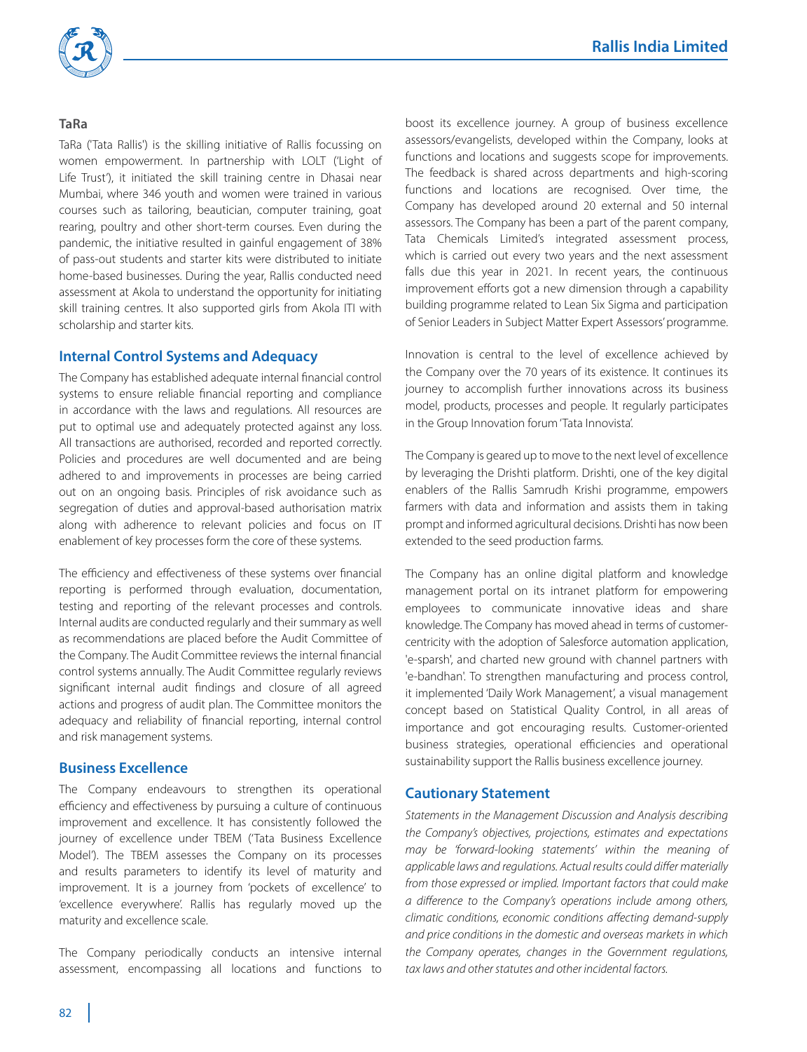### TaRa

TaRa ('Tata Rallis') is the skilling initiative of Rallis focussing on women empowerment. In partnership with LOLT ('Light of Life Trust'), it initiated the skill training centre in Dhasai near Mumbai, where 346 youth and women were trained in various courses such as tailoring, beautician, computer training, goat rearing, poultry and other short-term courses. Even during the pandemic, the initiative resulted in gainful engagement of 38% of pass-out students and starter kits were distributed to initiate home-based businesses. During the year, Rallis conducted need assessment at Akola to understand the opportunity for initiating skill training centres. It also supported girls from Akola ITI with scholarship and starter kits.

## Internal Control Systems and Adequacy

The Company has established adequate internal financial control systems to ensure reliable financial reporting and compliance in accordance with the laws and regulations. All resources are put to optimal use and adequately protected against any loss. All transactions are authorised, recorded and reported correctly. Policies and procedures are well documented and are being adhered to and improvements in processes are being carried out on an ongoing basis. Principles of risk avoidance such as segregation of duties and approval-based authorisation matrix along with adherence to relevant policies and focus on IT enablement of key processes form the core of these systems.

The efficiency and effectiveness of these systems over financial reporting is performed through evaluation, documentation, testing and reporting of the relevant processes and controls. Internal audits are conducted regularly and their summary as well as recommendations are placed before the Audit Committee of the Company. The Audit Committee reviews the internal financial control systems annually. The Audit Committee regularly reviews significant internal audit findings and closure of all agreed actions and progress of audit plan. The Committee monitors the adequacy and reliability of financial reporting, internal control and risk management systems.

## Business Excellence

The Company endeavours to strengthen its operational efficiency and effectiveness by pursuing a culture of continuous improvement and excellence. It has consistently followed the journey of excellence under TBEM ('Tata Business Excellence Model'). The TBEM assesses the Company on its processes and results parameters to identify its level of maturity and improvement. It is a journey from 'pockets of excellence' to 'excellence everywhere'. Rallis has regularly moved up the maturity and excellence scale.

The Company periodically conducts an intensive internal assessment, encompassing all locations and functions to boost its excellence journey. A group of business excellence assessors/evangelists, developed within the Company, looks at functions and locations and suggests scope for improvements. The feedback is shared across departments and high-scoring functions and locations are recognised. Over time, the Company has developed around 20 external and 50 internal assessors. The Company has been a part of the parent company, Tata Chemicals Limited's integrated assessment process, which is carried out every two years and the next assessment falls due this year in 2021. In recent years, the continuous improvement efforts got a new dimension through a capability building programme related to Lean Six Sigma and participation of Senior Leaders in Subject Matter Expert Assessors' programme.

Innovation is central to the level of excellence achieved by the Company over the 70 years of its existence. It continues its journey to accomplish further innovations across its business model, products, processes and people. It regularly participates in the Group Innovation forum 'Tata Innovista'.

The Company is geared up to move to the next level of excellence by leveraging the Drishti platform. Drishti, one of the key digital enablers of the Rallis Samrudh Krishi programme, empowers farmers with data and information and assists them in taking prompt and informed agricultural decisions. Drishti has now been extended to the seed production farms.

The Company has an online digital platform and knowledge management portal on its intranet platform for empowering employees to communicate innovative ideas and share knowledge. The Company has moved ahead in terms of customer-centricity with the adoption of Salesforce automation application, 'e-sparsh', and charted new ground with channel partners with 'e-bandhan'. To strengthen manufacturing and process control, it implemented 'Daily Work Management', a visual management concept based on Statistical Quality Control, in all areas of importance and got encouraging results. Customer-oriented business strategies, operational efficiencies and operational sustainability support the Rallis business excellence journey.

## Cautionary Statement

*Statements in the Management Discussion and Analysis describing the Company's objectives, projections, estimates and expectations may be 'forward-looking statements' within the meaning of applicable laws and regulations. Actual results could differ materially from those expressed or implied. Important factors that could make a difference to the Company's operations include among others, climatic conditions, economic conditions affecting demand-supply and price conditions in the domestic and overseas markets in which the Company operates, changes in the Government regulations, tax laws and other statutes and other incidental factors.*